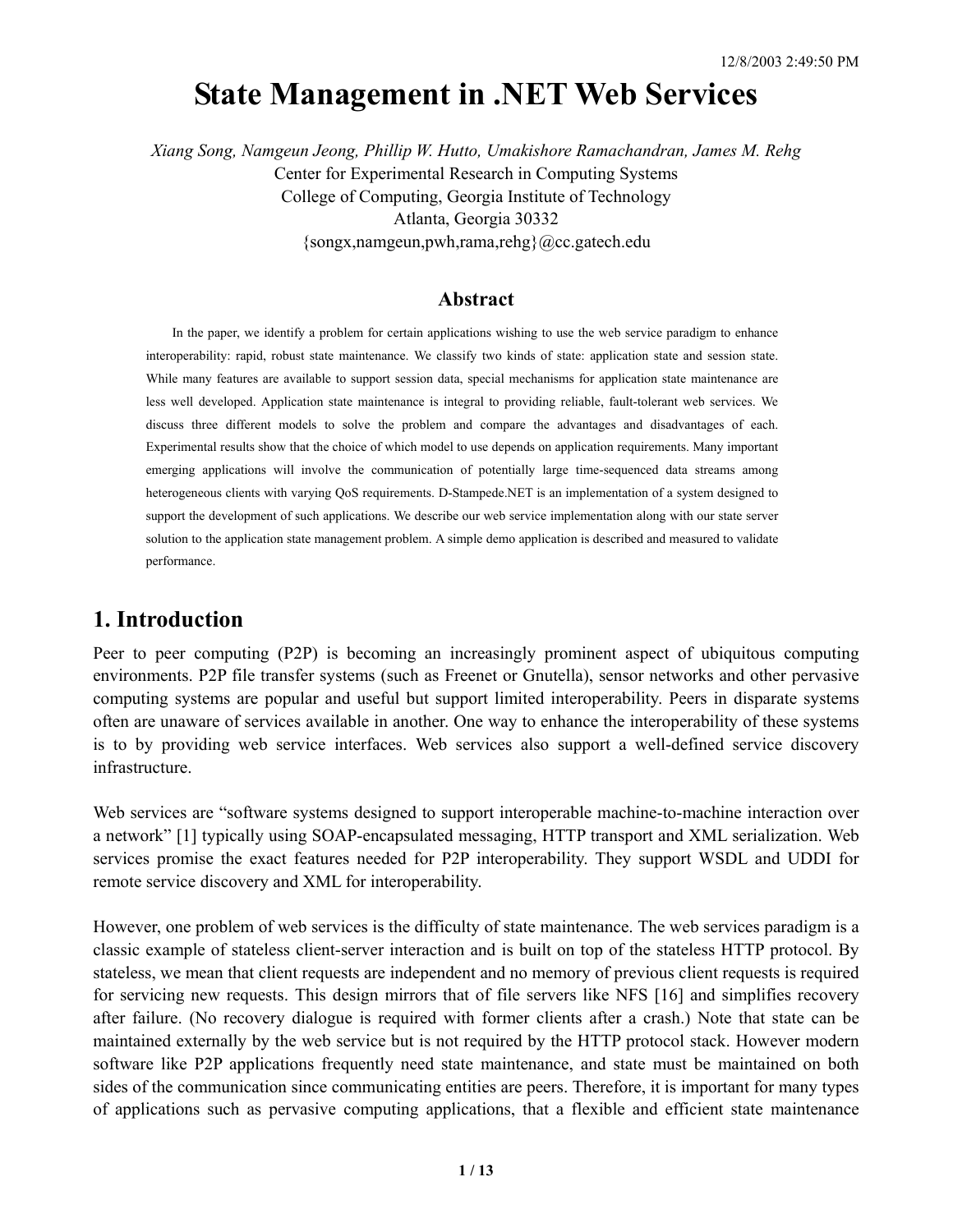# State Management in .NET Web Services

*Xiang Song, Namgeun Jeong, Phillip W. Hutto, Umakishore Ramachandran, James M. Rehg*

Center for Experimental Research in Computing Systems
College of Computing, Georgia Institute of Technology
Atlanta, Georgia 30332
{songx,namgeun,pwh,rama,rehg}@cc.gatech.edu

### Abstract

In the paper, we identify a problem for certain applications wishing to use the web service paradigm to enhance interoperability: rapid, robust state maintenance. We classify two kinds of state: application state and session state. While many features are available to support session data, special mechanisms for application state maintenance are less well developed. Application state maintenance is integral to providing reliable, fault-tolerant web services. We discuss three different models to solve the problem and compare the advantages and disadvantages of each. Experimental results show that the choice of which model to use depends on application requirements. Many important emerging applications will involve the communication of potentially large time-sequenced data streams among heterogeneous clients with varying QoS requirements. D-Stampede.NET is an implementation of a system designed to support the development of such applications. We describe our web service implementation along with our state server solution to the application state management problem. A simple demo application is described and measured to validate performance.

## 1. Introduction

Peer to peer computing (P2P) is becoming an increasingly prominent aspect of ubiquitous computing environments. P2P file transfer systems (such as Freenet or Gnutella), sensor networks and other pervasive computing systems are popular and useful but support limited interoperability. Peers in disparate systems often are unaware of services available in another. One way to enhance the interoperability of these systems is to by providing web service interfaces. Web services also support a well-defined service discovery infrastructure.

Web services are "software systems designed to support interoperable machine-to-machine interaction over a network" [1] typically using SOAP-encapsulated messaging, HTTP transport and XML serialization. Web services promise the exact features needed for P2P interoperability. They support WSDL and UDDI for remote service discovery and XML for interoperability.

However, one problem of web services is the difficulty of state maintenance. The web services paradigm is a classic example of stateless client-server interaction and is built on top of the stateless HTTP protocol. By stateless, we mean that client requests are independent and no memory of previous client requests is required for servicing new requests. This design mirrors that of file servers like NFS [16] and simplifies recovery after failure. (No recovery dialogue is required with former clients after a crash.) Note that state can be maintained externally by the web service but is not required by the HTTP protocol stack. However modern software like P2P applications frequently need state maintenance, and state must be maintained on both sides of the communication since communicating entities are peers. Therefore, it is important for many types of applications such as pervasive computing applications, that a flexible and efficient state maintenance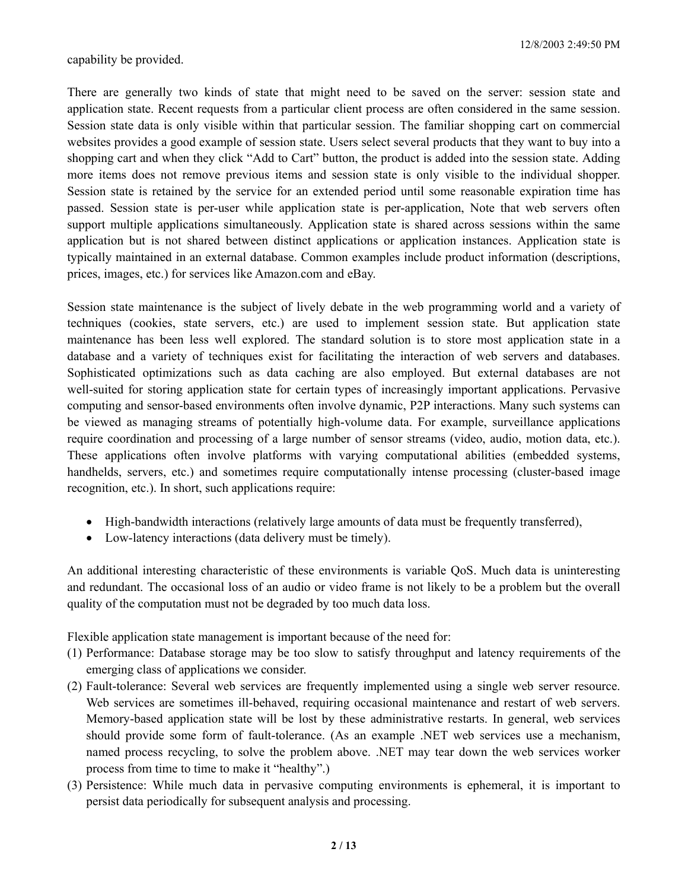capability be provided.

There are generally two kinds of state that might need to be saved on the server: session state and application state. Recent requests from a particular client process are often considered in the same session. Session state data is only visible within that particular session. The familiar shopping cart on commercial websites provides a good example of session state. Users select several products that they want to buy into a shopping cart and when they click "Add to Cart" button, the product is added into the session state. Adding more items does not remove previous items and session state is only visible to the individual shopper. Session state is retained by the service for an extended period until some reasonable expiration time has passed. Session state is per-user while application state is per-application, Note that web servers often support multiple applications simultaneously. Application state is shared across sessions within the same application but is not shared between distinct applications or application instances. Application state is typically maintained in an external database. Common examples include product information (descriptions, prices, images, etc.) for services like Amazon.com and eBay.

Session state maintenance is the subject of lively debate in the web programming world and a variety of techniques (cookies, state servers, etc.) are used to implement session state. But application state maintenance has been less well explored. The standard solution is to store most application state in a database and a variety of techniques exist for facilitating the interaction of web servers and databases. Sophisticated optimizations such as data caching are also employed. But external databases are not well-suited for storing application state for certain types of increasingly important applications. Pervasive computing and sensor-based environments often involve dynamic, P2P interactions. Many such systems can be viewed as managing streams of potentially high-volume data. For example, surveillance applications require coordination and processing of a large number of sensor streams (video, audio, motion data, etc.). These applications often involve platforms with varying computational abilities (embedded systems, handhelds, servers, etc.) and sometimes require computationally intense processing (cluster-based image recognition, etc.). In short, such applications require:

- High-bandwidth interactions (relatively large amounts of data must be frequently transferred),
- Low-latency interactions (data delivery must be timely).

An additional interesting characteristic of these environments is variable QoS. Much data is uninteresting and redundant. The occasional loss of an audio or video frame is not likely to be a problem but the overall quality of the computation must not be degraded by too much data loss.

Flexible application state management is important because of the need for:

(1) Performance: Database storage may be too slow to satisfy throughput and latency requirements of the emerging class of applications we consider.
(2) Fault-tolerance: Several web services are frequently implemented using a single web server resource. Web services are sometimes ill-behaved, requiring occasional maintenance and restart of web servers. Memory-based application state will be lost by these administrative restarts. In general, web services should provide some form of fault-tolerance. (As an example .NET web services use a mechanism, named process recycling, to solve the problem above. .NET may tear down the web services worker process from time to time to make it "healthy".)
(3) Persistence: While much data in pervasive computing environments is ephemeral, it is important to persist data periodically for subsequent analysis and processing.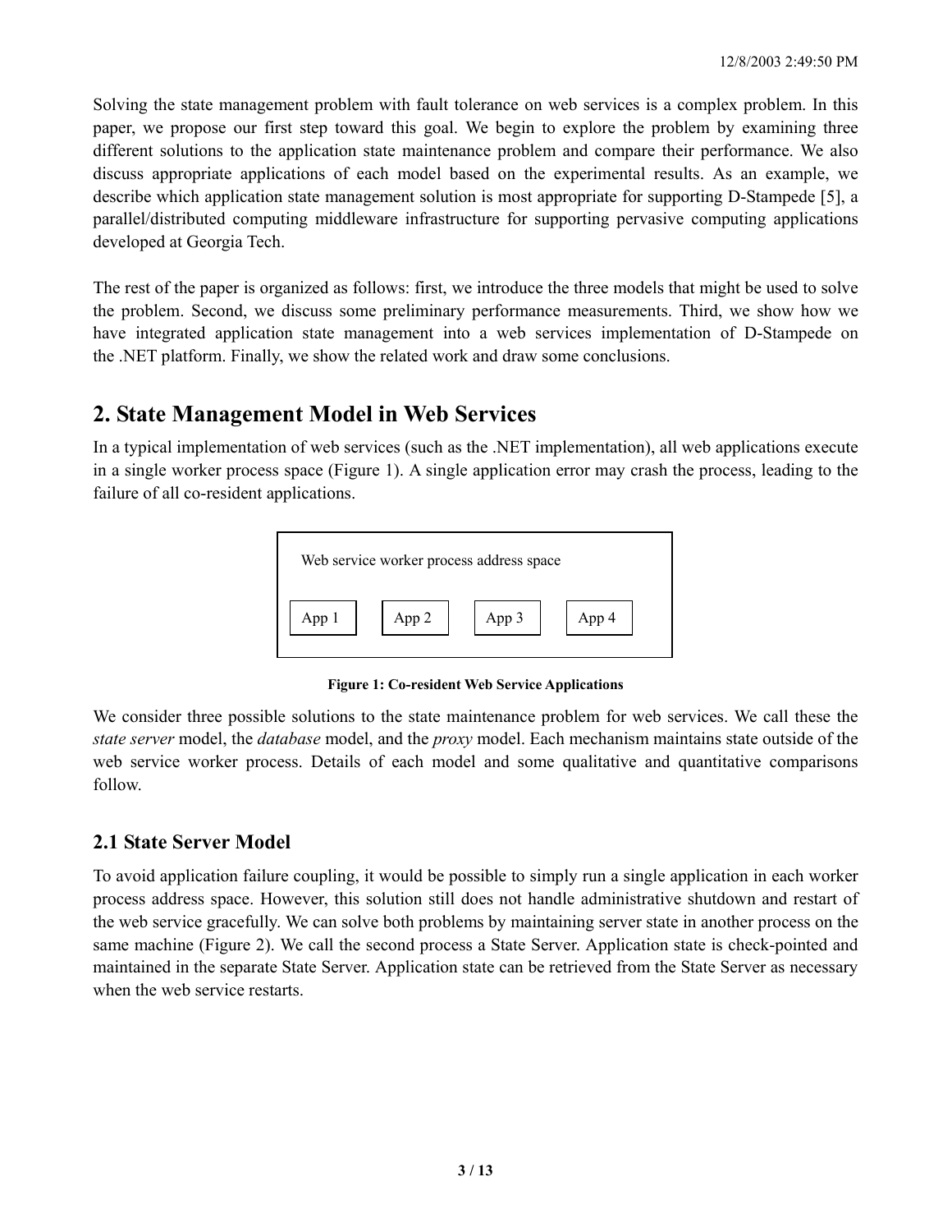Solving the state management problem with fault tolerance on web services is a complex problem. In this paper, we propose our first step toward this goal. We begin to explore the problem by examining three different solutions to the application state maintenance problem and compare their performance. We also discuss appropriate applications of each model based on the experimental results. As an example, we describe which application state management solution is most appropriate for supporting D-Stampede [5], a parallel/distributed computing middleware infrastructure for supporting pervasive computing applications developed at Georgia Tech.

The rest of the paper is organized as follows: first, we introduce the three models that might be used to solve the problem. Second, we discuss some preliminary performance measurements. Third, we show how we have integrated application state management into a web services implementation of D-Stampede on the .NET platform. Finally, we show the related work and draw some conclusions.

## 2. State Management Model in Web Services

In a typical implementation of web services (such as the .NET implementation), all web applications execute in a single worker process space (Figure 1). A single application error may crash the process, leading to the failure of all co-resident applications.

| Web service worker process address space | | | |
|---|---|---|---|
| App 1 | App 2 | App 3 | App 4 |

**Figure 1: Co-resident Web Service Applications**

We consider three possible solutions to the state maintenance problem for web services. We call these the *state server* model, the *database* model, and the *proxy* model. Each mechanism maintains state outside of the web service worker process. Details of each model and some qualitative and quantitative comparisons follow.

### 2.1 State Server Model

To avoid application failure coupling, it would be possible to simply run a single application in each worker process address space. However, this solution still does not handle administrative shutdown and restart of the web service gracefully. We can solve both problems by maintaining server state in another process on the same machine (Figure 2). We call the second process a State Server. Application state is check-pointed and maintained in the separate State Server. Application state can be retrieved from the State Server as necessary when the web service restarts.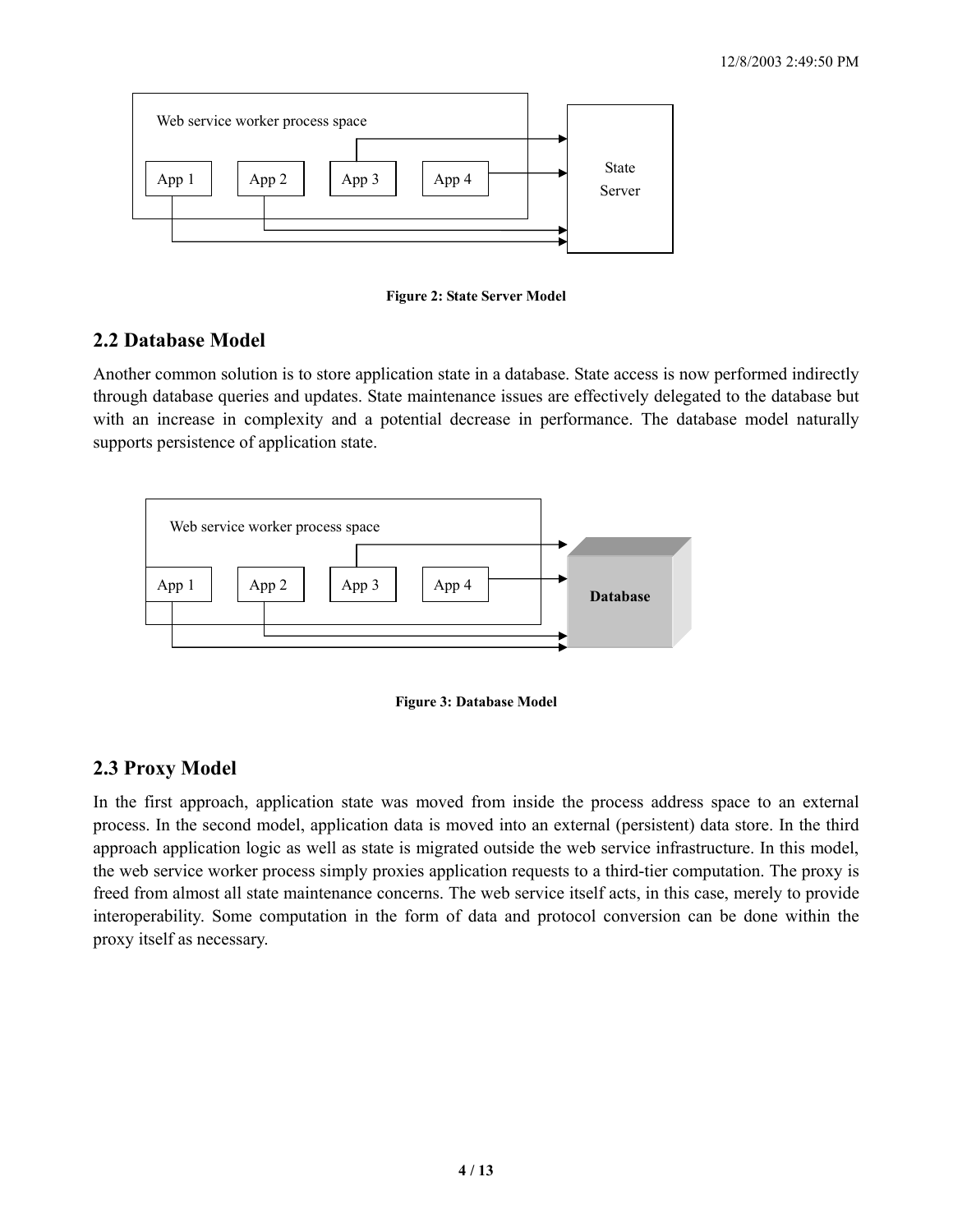Figure 2: State Server Model

## 2.2 Database Model

Another common solution is to store application state in a database. State access is now performed indirectly through database queries and updates. State maintenance issues are effectively delegated to the database but with an increase in complexity and a potential decrease in performance. The database model naturally supports persistence of application state.

Figure 3: Database Model

## 2.3 Proxy Model

In the first approach, application state was moved from inside the process address space to an external process. In the second model, application data is moved into an external (persistent) data store. In the third approach application logic as well as state is migrated outside the web service infrastructure. In this model, the web service worker process simply proxies application requests to a third-tier computation. The proxy is freed from almost all state maintenance concerns. The web service itself acts, in this case, merely to provide interoperability. Some computation in the form of data and protocol conversion can be done within the proxy itself as necessary.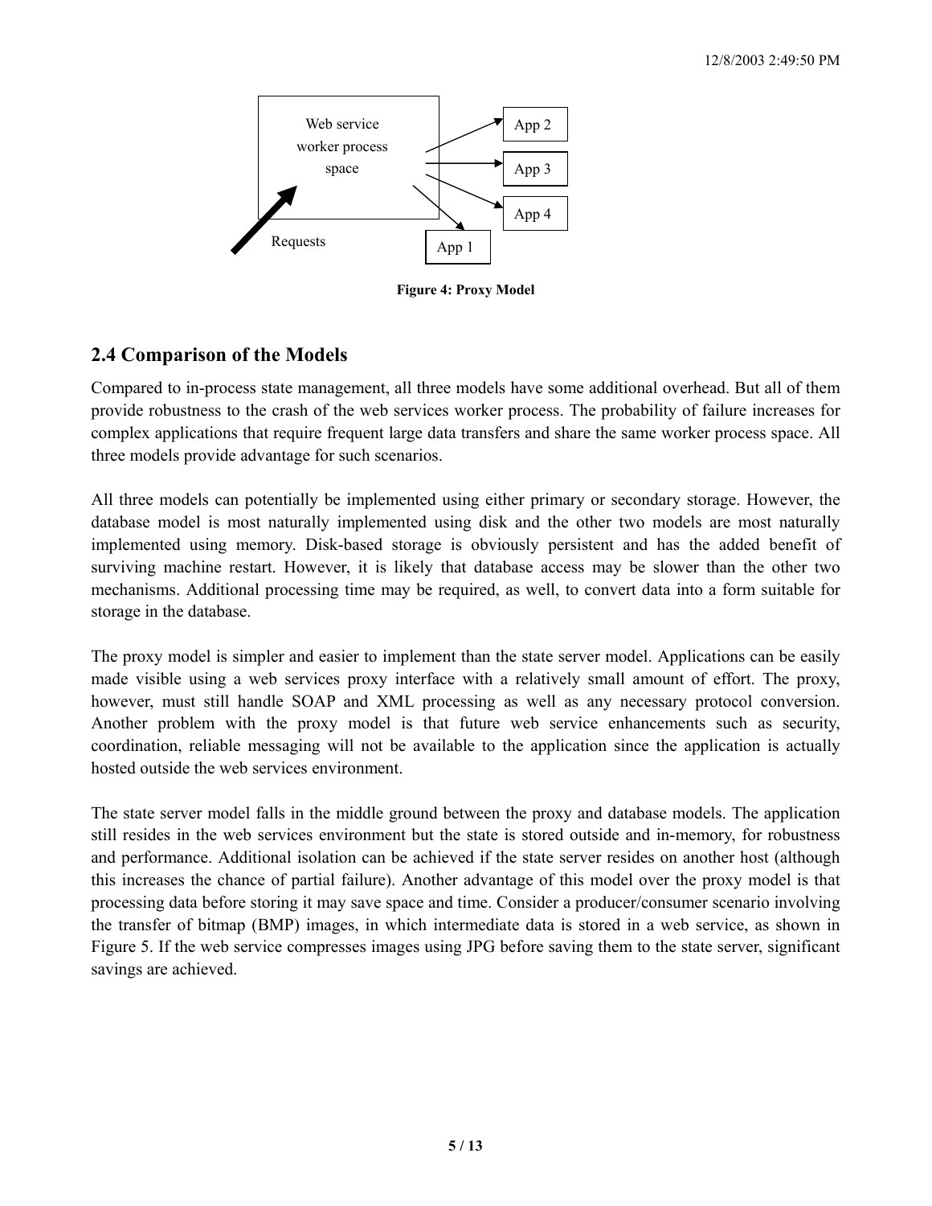**Figure 4: Proxy Model**

## 2.4 Comparison of the Models

Compared to in-process state management, all three models have some additional overhead. But all of them provide robustness to the crash of the web services worker process. The probability of failure increases for complex applications that require frequent large data transfers and share the same worker process space. All three models provide advantage for such scenarios.

All three models can potentially be implemented using either primary or secondary storage. However, the database model is most naturally implemented using disk and the other two models are most naturally implemented using memory. Disk-based storage is obviously persistent and has the added benefit of surviving machine restart. However, it is likely that database access may be slower than the other two mechanisms. Additional processing time may be required, as well, to convert data into a form suitable for storage in the database.

The proxy model is simpler and easier to implement than the state server model. Applications can be easily made visible using a web services proxy interface with a relatively small amount of effort. The proxy, however, must still handle SOAP and XML processing as well as any necessary protocol conversion. Another problem with the proxy model is that future web service enhancements such as security, coordination, reliable messaging will not be available to the application since the application is actually hosted outside the web services environment.

The state server model falls in the middle ground between the proxy and database models. The application still resides in the web services environment but the state is stored outside and in-memory, for robustness and performance. Additional isolation can be achieved if the state server resides on another host (although this increases the chance of partial failure). Another advantage of this model over the proxy model is that processing data before storing it may save space and time. Consider a producer/consumer scenario involving the transfer of bitmap (BMP) images, in which intermediate data is stored in a web service, as shown in Figure 5. If the web service compresses images using JPG before saving them to the state server, significant savings are achieved.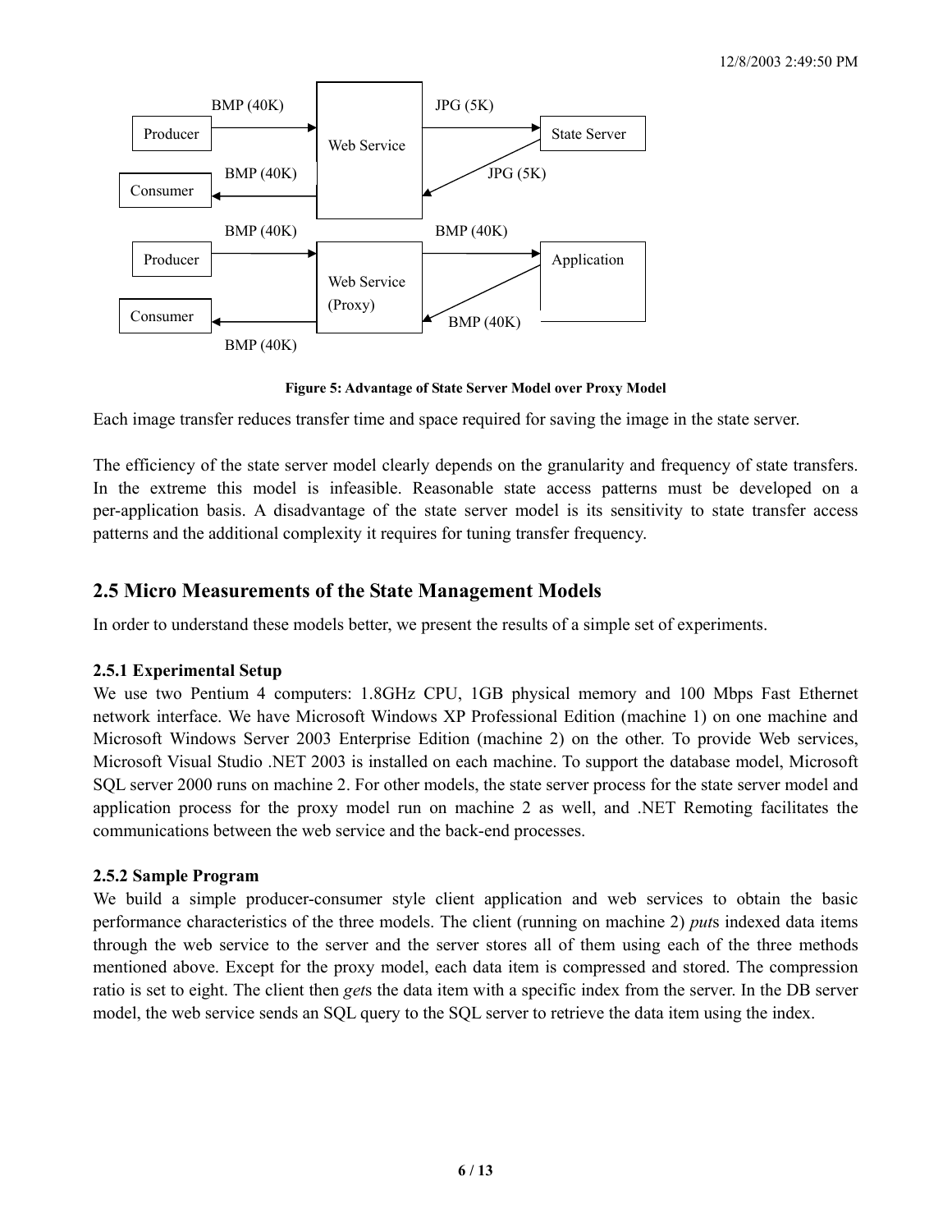**Figure 5: Advantage of State Server Model over Proxy Model**

Each image transfer reduces transfer time and space required for saving the image in the state server.

The efficiency of the state server model clearly depends on the granularity and frequency of state transfers. In the extreme this model is infeasible. Reasonable state access patterns must be developed on a per-application basis. A disadvantage of the state server model is its sensitivity to state transfer access patterns and the additional complexity it requires for tuning transfer frequency.

## 2.5 Micro Measurements of the State Management Models

In order to understand these models better, we present the results of a simple set of experiments.

### 2.5.1 Experimental Setup

We use two Pentium 4 computers: 1.8GHz CPU, 1GB physical memory and 100 Mbps Fast Ethernet network interface. We have Microsoft Windows XP Professional Edition (machine 1) on one machine and Microsoft Windows Server 2003 Enterprise Edition (machine 2) on the other. To provide Web services, Microsoft Visual Studio .NET 2003 is installed on each machine. To support the database model, Microsoft SQL server 2000 runs on machine 2. For other models, the state server process for the state server model and application process for the proxy model run on machine 2 as well, and .NET Remoting facilitates the communications between the web service and the back-end processes.

### 2.5.2 Sample Program

We build a simple producer-consumer style client application and web services to obtain the basic performance characteristics of the three models. The client (running on machine 2) *put*s indexed data items through the web service to the server and the server stores all of them using each of the three methods mentioned above. Except for the proxy model, each data item is compressed and stored. The compression ratio is set to eight. The client then *get*s the data item with a specific index from the server. In the DB server model, the web service sends an SQL query to the SQL server to retrieve the data item using the index.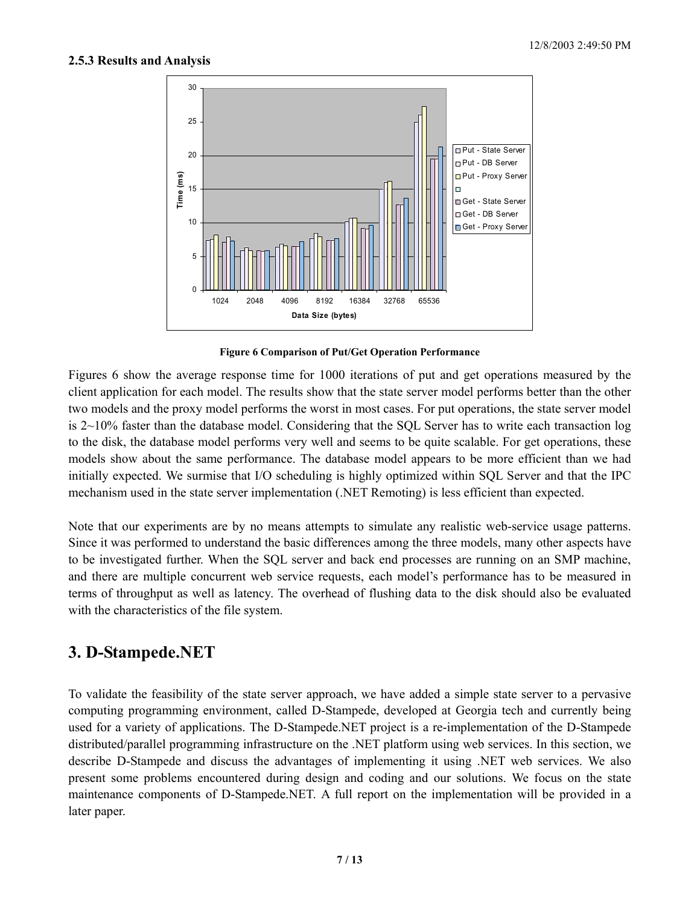### 2.5.3 Results and Analysis

**Figure 6 Comparison of Put/Get Operation Performance**

Figures 6 show the average response time for 1000 iterations of put and get operations measured by the client application for each model. The results show that the state server model performs better than the other two models and the proxy model performs the worst in most cases. For put operations, the state server model is 2~10% faster than the database model. Considering that the SQL Server has to write each transaction log to the disk, the database model performs very well and seems to be quite scalable. For get operations, these models show about the same performance. The database model appears to be more efficient than we had initially expected. We surmise that I/O scheduling is highly optimized within SQL Server and that the IPC mechanism used in the state server implementation (.NET Remoting) is less efficient than expected.

Note that our experiments are by no means attempts to simulate any realistic web-service usage patterns. Since it was performed to understand the basic differences among the three models, many other aspects have to be investigated further. When the SQL server and back end processes are running on an SMP machine, and there are multiple concurrent web service requests, each model's performance has to be measured in terms of throughput as well as latency. The overhead of flushing data to the disk should also be evaluated with the characteristics of the file system.

## 3. D-Stampede.NET

To validate the feasibility of the state server approach, we have added a simple state server to a pervasive computing programming environment, called D-Stampede, developed at Georgia tech and currently being used for a variety of applications. The D-Stampede.NET project is a re-implementation of the D-Stampede distributed/parallel programming infrastructure on the .NET platform using web services. In this section, we describe D-Stampede and discuss the advantages of implementing it using .NET web services. We also present some problems encountered during design and coding and our solutions. We focus on the state maintenance components of D-Stampede.NET. A full report on the implementation will be provided in a later paper.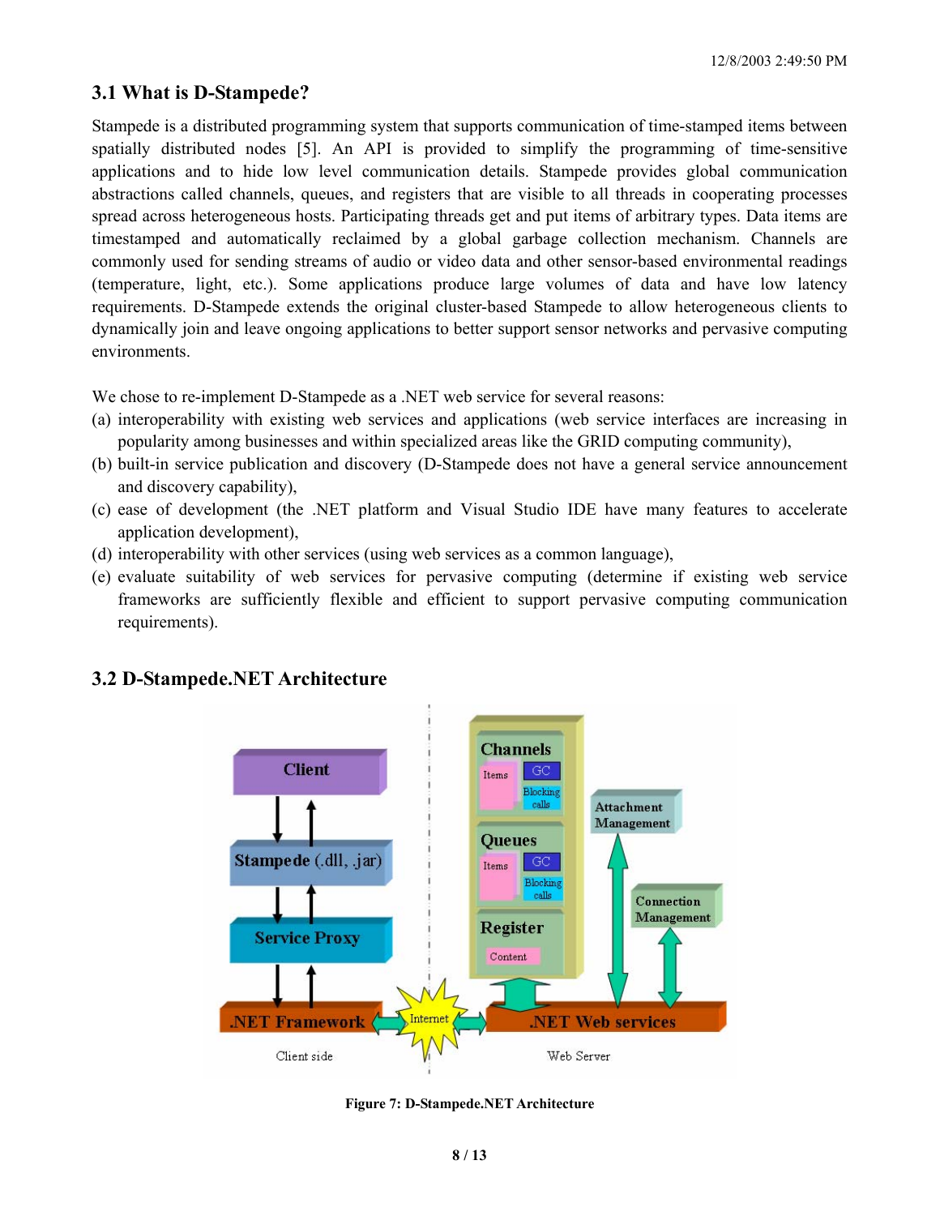### 3.1 What is D-Stampede?

Stampede is a distributed programming system that supports communication of time-stamped items between spatially distributed nodes [5]. An API is provided to simplify the programming of time-sensitive applications and to hide low level communication details. Stampede provides global communication abstractions called channels, queues, and registers that are visible to all threads in cooperating processes spread across heterogeneous hosts. Participating threads get and put items of arbitrary types. Data items are timestamped and automatically reclaimed by a global garbage collection mechanism. Channels are commonly used for sending streams of audio or video data and other sensor-based environmental readings (temperature, light, etc.). Some applications produce large volumes of data and have low latency requirements. D-Stampede extends the original cluster-based Stampede to allow heterogeneous clients to dynamically join and leave ongoing applications to better support sensor networks and pervasive computing environments.

We chose to re-implement D-Stampede as a .NET web service for several reasons:

(a) interoperability with existing web services and applications (web service interfaces are increasing in popularity among businesses and within specialized areas like the GRID computing community),

(b) built-in service publication and discovery (D-Stampede does not have a general service announcement and discovery capability),

(c) ease of development (the .NET platform and Visual Studio IDE have many features to accelerate application development),

(d) interoperability with other services (using web services as a common language),

(e) evaluate suitability of web services for pervasive computing (determine if existing web service frameworks are sufficiently flexible and efficient to support pervasive computing communication requirements).

### 3.2 D-Stampede.NET Architecture

**Figure 7: D-Stampede.NET Architecture**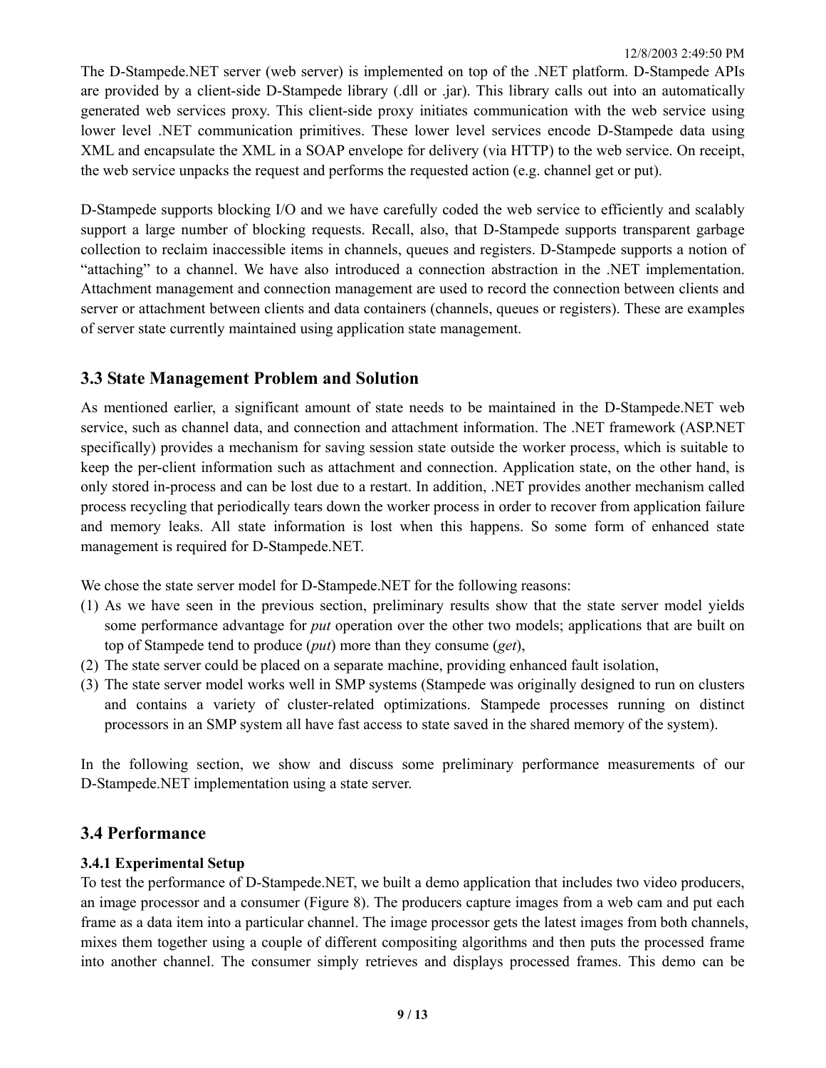The D-Stampede.NET server (web server) is implemented on top of the .NET platform. D-Stampede APIs are provided by a client-side D-Stampede library (.dll or .jar). This library calls out into an automatically generated web services proxy. This client-side proxy initiates communication with the web service using lower level .NET communication primitives. These lower level services encode D-Stampede data using XML and encapsulate the XML in a SOAP envelope for delivery (via HTTP) to the web service. On receipt, the web service unpacks the request and performs the requested action (e.g. channel get or put).

D-Stampede supports blocking I/O and we have carefully coded the web service to efficiently and scalably support a large number of blocking requests. Recall, also, that D-Stampede supports transparent garbage collection to reclaim inaccessible items in channels, queues and registers. D-Stampede supports a notion of "attaching" to a channel. We have also introduced a connection abstraction in the .NET implementation. Attachment management and connection management are used to record the connection between clients and server or attachment between clients and data containers (channels, queues or registers). These are examples of server state currently maintained using application state management.

## 3.3 State Management Problem and Solution

As mentioned earlier, a significant amount of state needs to be maintained in the D-Stampede.NET web service, such as channel data, and connection and attachment information. The .NET framework (ASP.NET specifically) provides a mechanism for saving session state outside the worker process, which is suitable to keep the per-client information such as attachment and connection. Application state, on the other hand, is only stored in-process and can be lost due to a restart. In addition, .NET provides another mechanism called process recycling that periodically tears down the worker process in order to recover from application failure and memory leaks. All state information is lost when this happens. So some form of enhanced state management is required for D-Stampede.NET.

We chose the state server model for D-Stampede.NET for the following reasons:

1. As we have seen in the previous section, preliminary results show that the state server model yields some performance advantage for *put* operation over the other two models; applications that are built on top of Stampede tend to produce (*put*) more than they consume (*get*),
2. The state server could be placed on a separate machine, providing enhanced fault isolation,
3. The state server model works well in SMP systems (Stampede was originally designed to run on clusters and contains a variety of cluster-related optimizations. Stampede processes running on distinct processors in an SMP system all have fast access to state saved in the shared memory of the system).

In the following section, we show and discuss some preliminary performance measurements of our D-Stampede.NET implementation using a state server.

## 3.4 Performance

### 3.4.1 Experimental Setup

To test the performance of D-Stampede.NET, we built a demo application that includes two video producers, an image processor and a consumer (Figure 8). The producers capture images from a web cam and put each frame as a data item into a particular channel. The image processor gets the latest images from both channels, mixes them together using a couple of different compositing algorithms and then puts the processed frame into another channel. The consumer simply retrieves and displays processed frames. This demo can be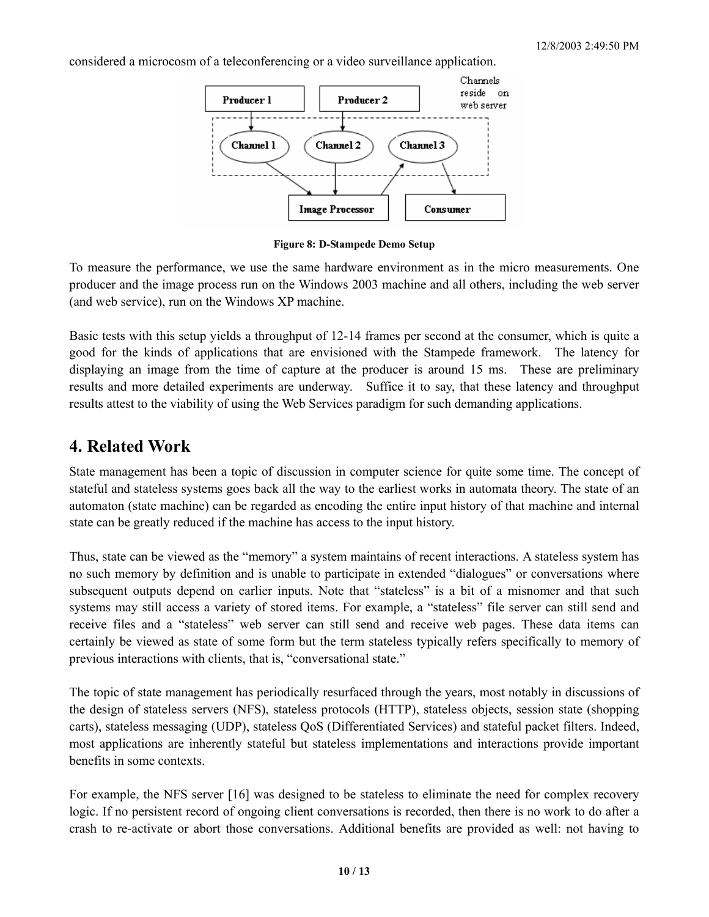considered a microcosm of a teleconferencing or a video surveillance application.

**Figure 8: D-Stampede Demo Setup**

To measure the performance, we use the same hardware environment as in the micro measurements. One producer and the image process run on the Windows 2003 machine and all others, including the web server (and web service), run on the Windows XP machine.

Basic tests with this setup yields a throughput of 12-14 frames per second at the consumer, which is quite a good for the kinds of applications that are envisioned with the Stampede framework. The latency for displaying an image from the time of capture at the producer is around 15 ms. These are preliminary results and more detailed experiments are underway. Suffice it to say, that these latency and throughput results attest to the viability of using the Web Services paradigm for such demanding applications.

## 4. Related Work

State management has been a topic of discussion in computer science for quite some time. The concept of stateful and stateless systems goes back all the way to the earliest works in automata theory. The state of an automaton (state machine) can be regarded as encoding the entire input history of that machine and internal state can be greatly reduced if the machine has access to the input history.

Thus, state can be viewed as the "memory" a system maintains of recent interactions. A stateless system has no such memory by definition and is unable to participate in extended "dialogues" or conversations where subsequent outputs depend on earlier inputs. Note that "stateless" is a bit of a misnomer and that such systems may still access a variety of stored items. For example, a "stateless" file server can still send and receive files and a "stateless" web server can still send and receive web pages. These data items can certainly be viewed as state of some form but the term stateless typically refers specifically to memory of previous interactions with clients, that is, "conversational state."

The topic of state management has periodically resurfaced through the years, most notably in discussions of the design of stateless servers (NFS), stateless protocols (HTTP), stateless objects, session state (shopping carts), stateless messaging (UDP), stateless QoS (Differentiated Services) and stateful packet filters. Indeed, most applications are inherently stateful but stateless implementations and interactions provide important benefits in some contexts.

For example, the NFS server [16] was designed to be stateless to eliminate the need for complex recovery logic. If no persistent record of ongoing client conversations is recorded, then there is no work to do after a crash to re-activate or abort those conversations. Additional benefits are provided as well: not having to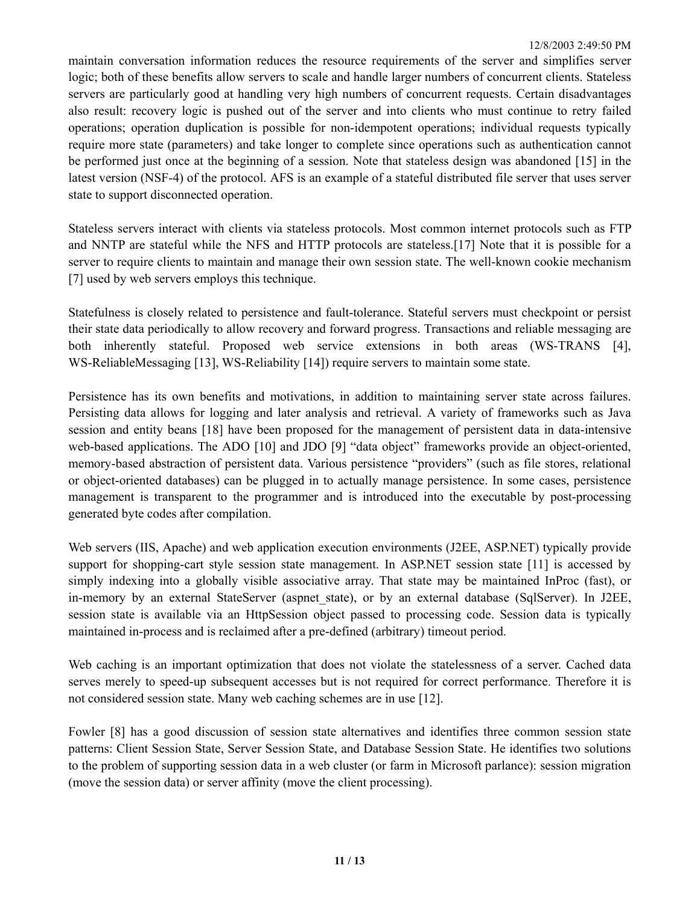maintain conversation information reduces the resource requirements of the server and simplifies server logic; both of these benefits allow servers to scale and handle larger numbers of concurrent clients. Stateless servers are particularly good at handling very high numbers of concurrent requests. Certain disadvantages also result: recovery logic is pushed out of the server and into clients who must continue to retry failed operations; operation duplication is possible for non-idempotent operations; individual requests typically require more state (parameters) and take longer to complete since operations such as authentication cannot be performed just once at the beginning of a session. Note that stateless design was abandoned [15] in the latest version (NSF-4) of the protocol. AFS is an example of a stateful distributed file server that uses server state to support disconnected operation.

Stateless servers interact with clients via stateless protocols. Most common internet protocols such as FTP and NNTP are stateful while the NFS and HTTP protocols are stateless.[17] Note that it is possible for a server to require clients to maintain and manage their own session state. The well-known cookie mechanism [7] used by web servers employs this technique.

Statefulness is closely related to persistence and fault-tolerance. Stateful servers must checkpoint or persist their state data periodically to allow recovery and forward progress. Transactions and reliable messaging are both inherently stateful. Proposed web service extensions in both areas (WS-TRANS [4], WS-ReliableMessaging [13], WS-Reliability [14]) require servers to maintain some state.

Persistence has its own benefits and motivations, in addition to maintaining server state across failures. Persisting data allows for logging and later analysis and retrieval. A variety of frameworks such as Java session and entity beans [18] have been proposed for the management of persistent data in data-intensive web-based applications. The ADO [10] and JDO [9] "data object" frameworks provide an object-oriented, memory-based abstraction of persistent data. Various persistence "providers" (such as file stores, relational or object-oriented databases) can be plugged in to actually manage persistence. In some cases, persistence management is transparent to the programmer and is introduced into the executable by post-processing generated byte codes after compilation.

Web servers (IIS, Apache) and web application execution environments (J2EE, ASP.NET) typically provide support for shopping-cart style session state management. In ASP.NET session state [11] is accessed by simply indexing into a globally visible associative array. That state may be maintained InProc (fast), or in-memory by an external StateServer (aspnet_state), or by an external database (SqlServer). In J2EE, session state is available via an HttpSession object passed to processing code. Session data is typically maintained in-process and is reclaimed after a pre-defined (arbitrary) timeout period.

Web caching is an important optimization that does not violate the statelessness of a server. Cached data serves merely to speed-up subsequent accesses but is not required for correct performance. Therefore it is not considered session state. Many web caching schemes are in use [12].

Fowler [8] has a good discussion of session state alternatives and identifies three common session state patterns: Client Session State, Server Session State, and Database Session State. He identifies two solutions to the problem of supporting session data in a web cluster (or farm in Microsoft parlance): session migration (move the session data) or server affinity (move the client processing).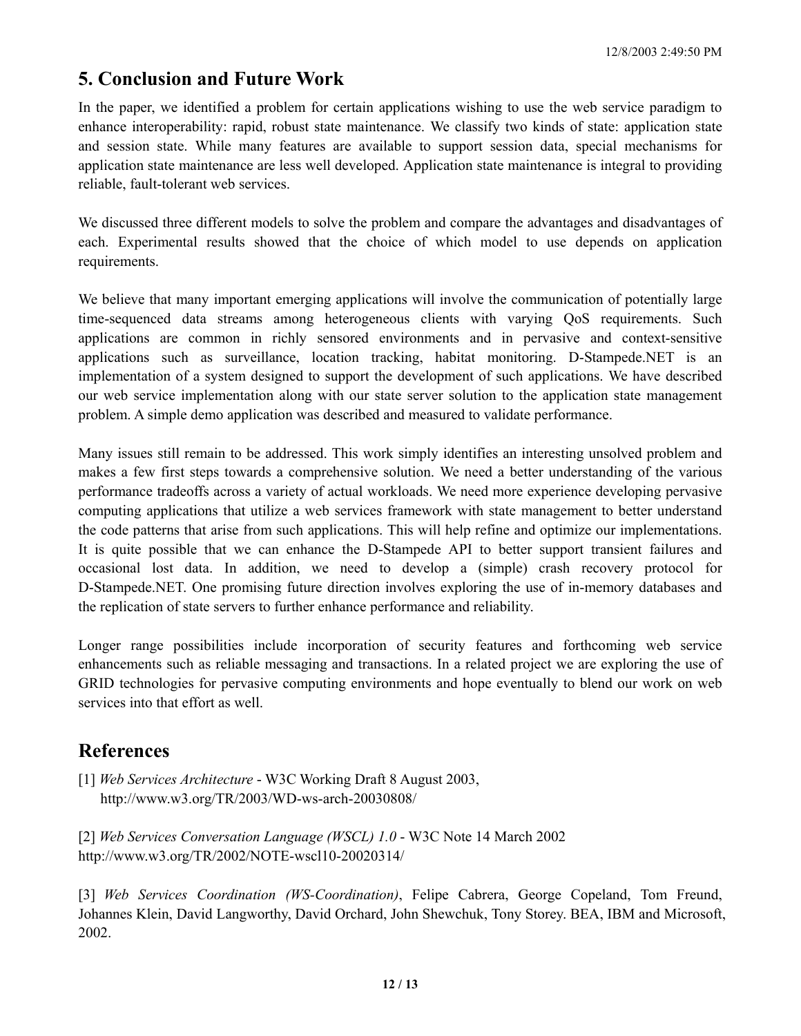## 5. Conclusion and Future Work

In the paper, we identified a problem for certain applications wishing to use the web service paradigm to enhance interoperability: rapid, robust state maintenance. We classify two kinds of state: application state and session state. While many features are available to support session data, special mechanisms for application state maintenance are less well developed. Application state maintenance is integral to providing reliable, fault-tolerant web services.

We discussed three different models to solve the problem and compare the advantages and disadvantages of each. Experimental results showed that the choice of which model to use depends on application requirements.

We believe that many important emerging applications will involve the communication of potentially large time-sequenced data streams among heterogeneous clients with varying QoS requirements. Such applications are common in richly sensored environments and in pervasive and context-sensitive applications such as surveillance, location tracking, habitat monitoring. D-Stampede.NET is an implementation of a system designed to support the development of such applications. We have described our web service implementation along with our state server solution to the application state management problem. A simple demo application was described and measured to validate performance.

Many issues still remain to be addressed. This work simply identifies an interesting unsolved problem and makes a few first steps towards a comprehensive solution. We need a better understanding of the various performance tradeoffs across a variety of actual workloads. We need more experience developing pervasive computing applications that utilize a web services framework with state management to better understand the code patterns that arise from such applications. This will help refine and optimize our implementations. It is quite possible that we can enhance the D-Stampede API to better support transient failures and occasional lost data. In addition, we need to develop a (simple) crash recovery protocol for D-Stampede.NET. One promising future direction involves exploring the use of in-memory databases and the replication of state servers to further enhance performance and reliability.

Longer range possibilities include incorporation of security features and forthcoming web service enhancements such as reliable messaging and transactions. In a related project we are exploring the use of GRID technologies for pervasive computing environments and hope eventually to blend our work on web services into that effort as well.

## References

[1] *Web Services Architecture* - W3C Working Draft 8 August 2003, http://www.w3.org/TR/2003/WD-ws-arch-20030808/

[2] *Web Services Conversation Language (WSCL) 1.0* - W3C Note 14 March 2002 http://www.w3.org/TR/2002/NOTE-wscl10-20020314/

[3] *Web Services Coordination (WS-Coordination)*, Felipe Cabrera, George Copeland, Tom Freund, Johannes Klein, David Langworthy, David Orchard, John Shewchuk, Tony Storey. BEA, IBM and Microsoft, 2002.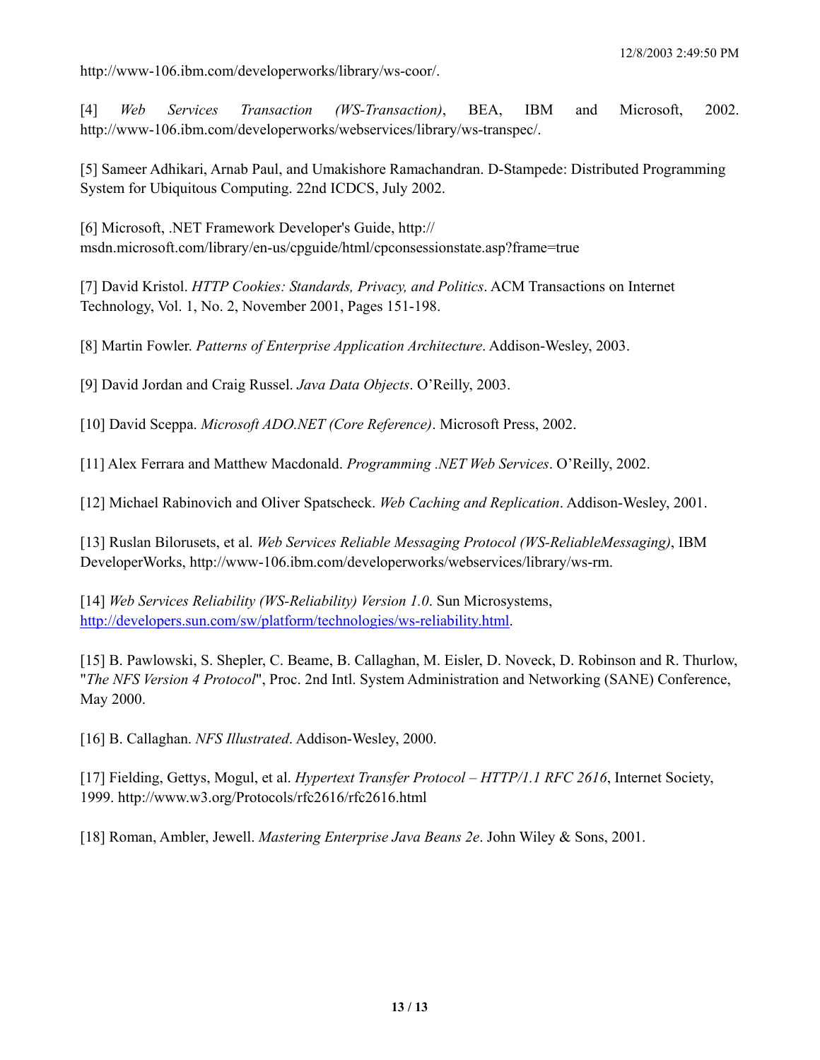http://www-106.ibm.com/developerworks/library/ws-coor/.

[4] *Web Services Transaction (WS-Transaction)*, BEA, IBM and Microsoft, 2002. http://www-106.ibm.com/developerworks/webservices/library/ws-transpec/.

[5] Sameer Adhikari, Arnab Paul, and Umakishore Ramachandran. D-Stampede: Distributed Programming System for Ubiquitous Computing. 22nd ICDCS, July 2002.

[6] Microsoft, .NET Framework Developer's Guide, http://
msdn.microsoft.com/library/en-us/cpguide/html/cpconsessionstate.asp?frame=true

[7] David Kristol. *HTTP Cookies: Standards, Privacy, and Politics*. ACM Transactions on Internet Technology, Vol. 1, No. 2, November 2001, Pages 151-198.

[8] Martin Fowler. *Patterns of Enterprise Application Architecture*. Addison-Wesley, 2003.

[9] David Jordan and Craig Russel. *Java Data Objects*. O'Reilly, 2003.

[10] David Sceppa. *Microsoft ADO.NET (Core Reference)*. Microsoft Press, 2002.

[11] Alex Ferrara and Matthew Macdonald. *Programming .NET Web Services*. O'Reilly, 2002.

[12] Michael Rabinovich and Oliver Spatscheck. *Web Caching and Replication*. Addison-Wesley, 2001.

[13] Ruslan Bilorusets, et al. *Web Services Reliable Messaging Protocol (WS-ReliableMessaging)*, IBM DeveloperWorks, http://www-106.ibm.com/developerworks/webservices/library/ws-rm.

[14] *Web Services Reliability (WS-Reliability) Version 1.0*. Sun Microsystems, http://developers.sun.com/sw/platform/technologies/ws-reliability.html.

[15] B. Pawlowski, S. Shepler, C. Beame, B. Callaghan, M. Eisler, D. Noveck, D. Robinson and R. Thurlow, "*The NFS Version 4 Protocol*", Proc. 2nd Intl. System Administration and Networking (SANE) Conference, May 2000.

[16] B. Callaghan. *NFS Illustrated*. Addison-Wesley, 2000.

[17] Fielding, Gettys, Mogul, et al. *Hypertext Transfer Protocol – HTTP/1.1 RFC 2616*, Internet Society, 1999. http://www.w3.org/Protocols/rfc2616/rfc2616.html

[18] Roman, Ambler, Jewell. *Mastering Enterprise Java Beans 2e*. John Wiley & Sons, 2001.